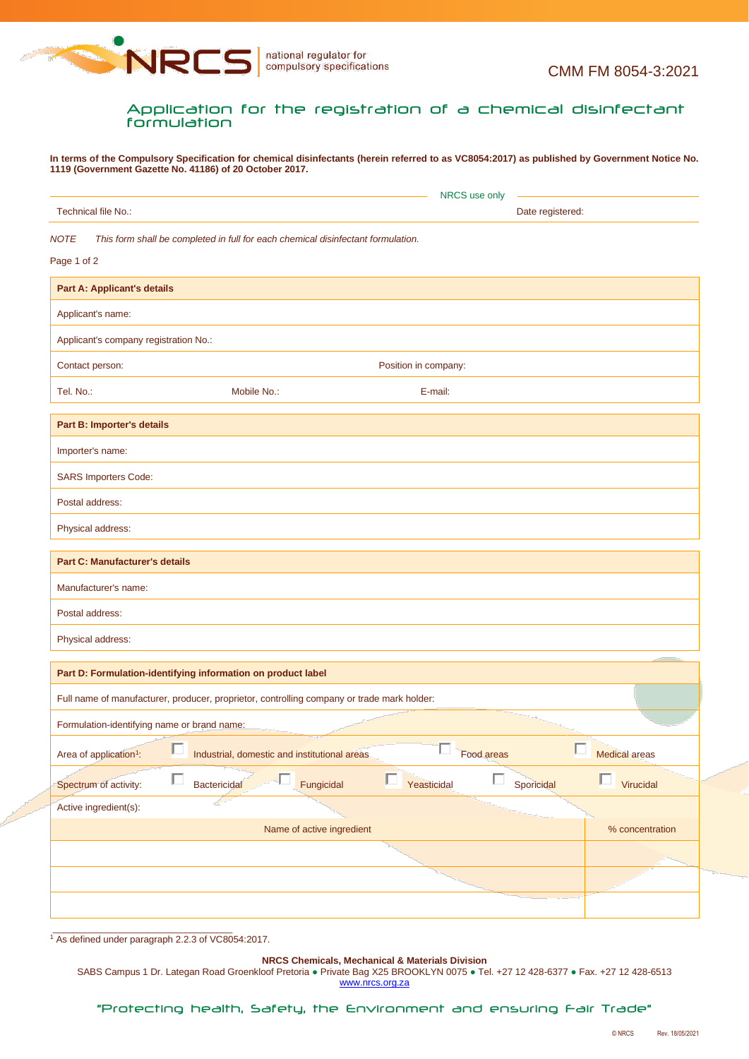CMM FM 8054-3:2021

# Application for the registration of a chemical disinfectant formulation

**In terms of the Compulsory Specification for chemical disinfectants (herein referred to as VC8054:2017) as published by Government Notice No. 1119 (Government Gazette No. 41186) of 20 October 2017.**

NRCS use only

| | |
|---|---|
| Technical file No.: | Date registered: |

*NOTE This form shall be completed in full for each chemical disinfectant formulation.*

Page 1 of 2

| **Part A: Applicant's details** | | |
|---|---|---|
| Applicant's name: | | |
| Applicant's company registration No.: | | |
| Contact person: | Position in company: | |
| Tel. No.: | Mobile No.: | E-mail: |

| **Part B: Importer's details** |
|---|
| Importer's name: |
| SARS Importers Code: |
| Postal address: |
| Physical address: |

| **Part C: Manufacturer's details** |
|---|
| Manufacturer's name: |
| Postal address: |
| Physical address: |

| **Part D: Formulation-identifying information on product label** | | | | | |
|---|---|---|---|---|---|
| Full name of manufacturer, producer, proprietor, controlling company or trade mark holder: | | | | | |
| Formulation-identifying name or brand name: | | | | | |
| Area of application[1]: | ☐ Industrial, domestic and institutional areas | | ☐ Food areas | | ☐ Medical areas |
| Spectrum of activity: | ☐ Bactericidal | ☐ Fungicidal | ☐ Yeasticidal | ☐ Sporicidal | ☐ Virucidal |
| Active ingredient(s): | | | | | |

| Name of active ingredient | % concentration |
|---|---|
| | |
| | |
| | |

[1] As defined under paragraph 2.2.3 of VC8054:2017.

**NRCS Chemicals, Mechanical & Materials Division**
SABS Campus 1 Dr. Lategan Road Groenkloof Pretoria ● Private Bag X25 BROOKLYN 0075 ● Tel. +27 12 428-6377 ● Fax. +27 12 428-6513
www.nrcs.org.za

"Protecting health, Safety, the Environment and ensuring Fair Trade"

© NRCS Rev. 18/05/2021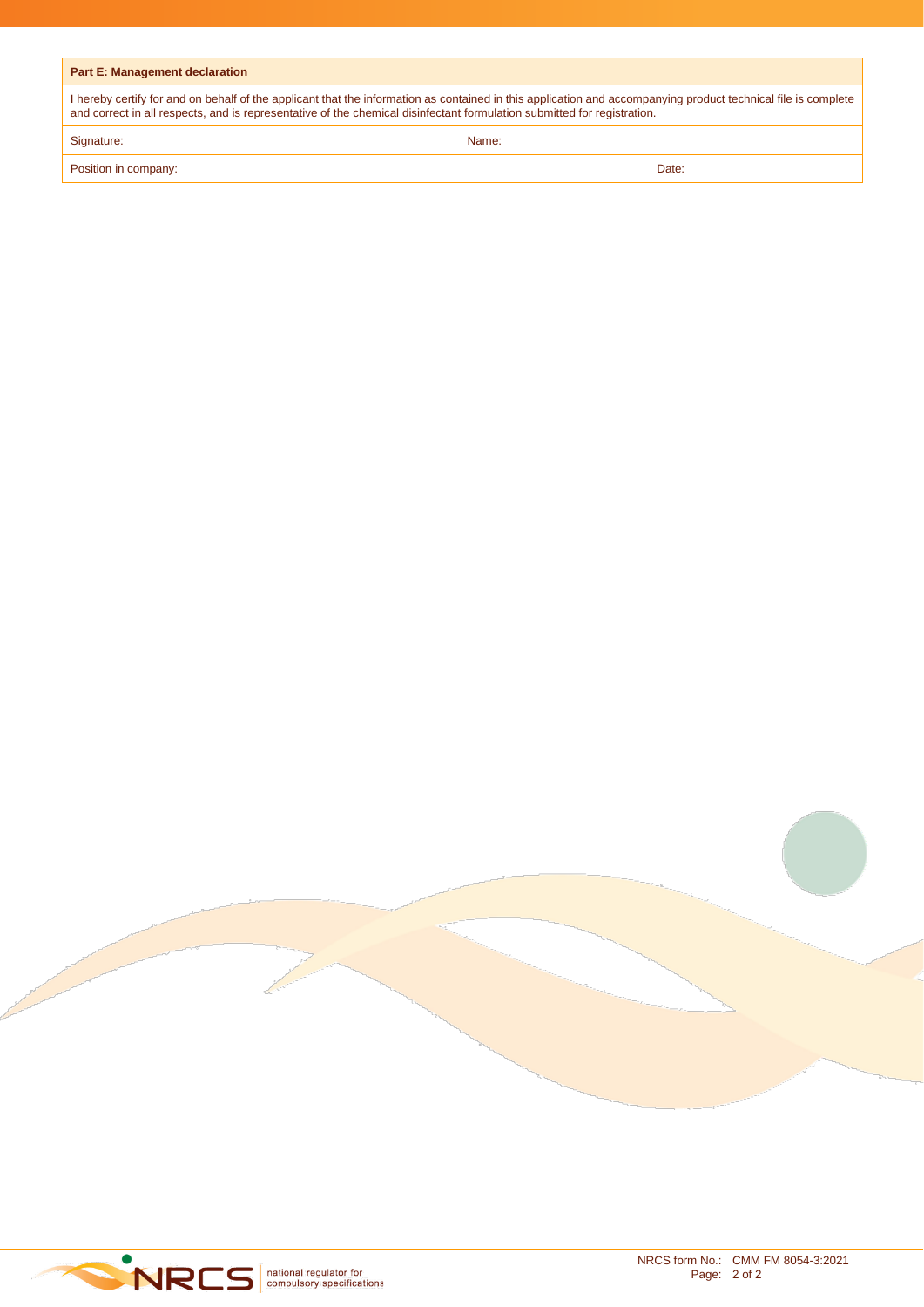**Part E: Management declaration**

I hereby certify for and on behalf of the applicant that the information as contained in this application and accompanying product technical file is complete and correct in all respects, and is representative of the chemical disinfectant formulation submitted for registration.

| | |
|---|---|
| Signature: | Name: |
| Position in company: | Date: |